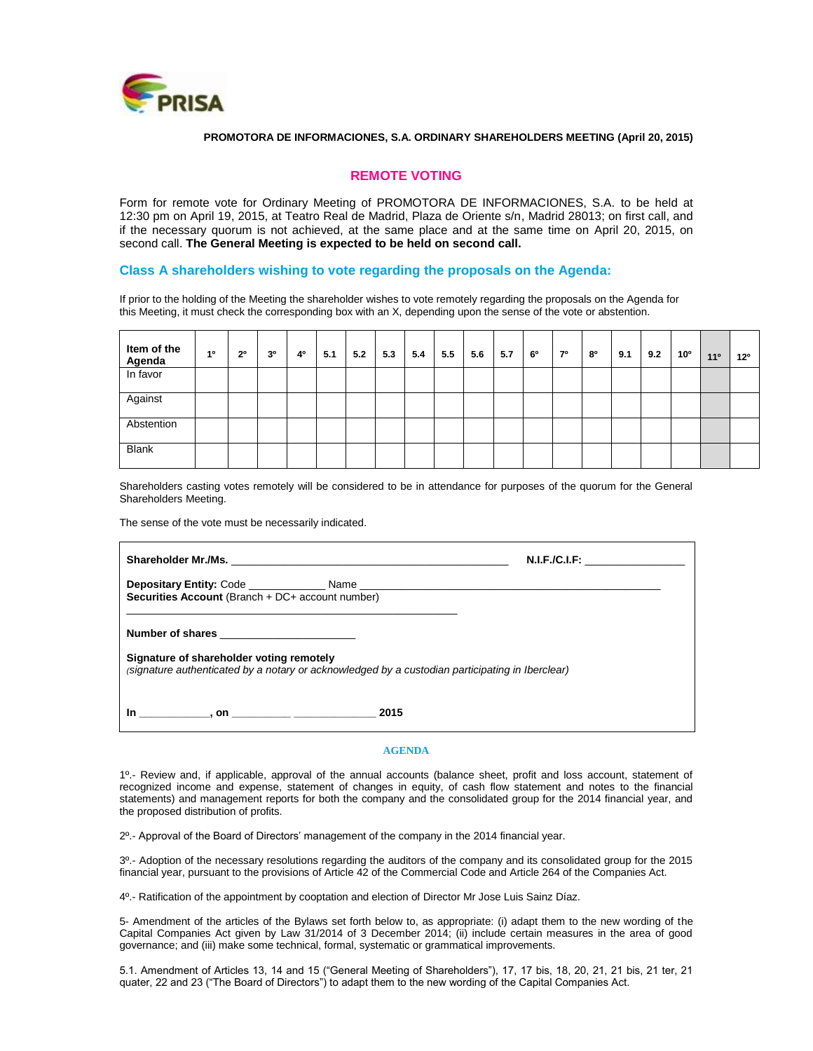PRISA

**PROMOTORA DE INFORMACIONES, S.A. ORDINARY SHAREHOLDERS MEETING (April 20, 2015)**

## REMOTE VOTING

Form for remote vote for Ordinary Meeting of PROMOTORA DE INFORMACIONES, S.A. to be held at 12:30 pm on April 19, 2015, at Teatro Real de Madrid, Plaza de Oriente s/n, Madrid 28013; on first call, and if the necessary quorum is not achieved, at the same place and at the same time on April 20, 2015, on second call. **The General Meeting is expected to be held on second call.**

### Class A shareholders wishing to vote regarding the proposals on the Agenda:

If prior to the holding of the Meeting the shareholder wishes to vote remotely regarding the proposals on the Agenda for this Meeting, it must check the corresponding box with an X, depending upon the sense of the vote or abstention.

| Item of the Agenda | 1º | 2º | 3º | 4º | 5.1 | 5.2 | 5.3 | 5.4 | 5.5 | 5.6 | 5.7 | 6º | 7º | 8º | 9.1 | 9.2 | 10º | 11º | 12º |
|---|---|---|---|---|---|---|---|---|---|---|---|---|---|---|---|---|---|---|---|
| In favor | | | | | | | | | | | | | | | | | | | |
| Against | | | | | | | | | | | | | | | | | | | |
| Abstention | | | | | | | | | | | | | | | | | | | |
| Blank | | | | | | | | | | | | | | | | | | | |

Shareholders casting votes remotely will be considered to be in attendance for purposes of the quorum for the General Shareholders Meeting.

The sense of the vote must be necessarily indicated.

**Shareholder Mr./Ms.** _______________________________________________ **N.I.F./C.I.F:** ________________

**Depositary Entity:** Code _____________ Name ___________________________________________________
**Securities Account** (Branch + DC+ account number)
_________________________________________________________

**Number of shares** ______________________

**Signature of shareholder voting remotely**
*(signature authenticated by a notary or acknowledged by a custodian participating in Iberclear)*

**In** ____________**, on** __________ ______________ **2015**

**AGENDA**

1º.- Review and, if applicable, approval of the annual accounts (balance sheet, profit and loss account, statement of recognized income and expense, statement of changes in equity, of cash flow statement and notes to the financial statements) and management reports for both the company and the consolidated group for the 2014 financial year, and the proposed distribution of profits.

2º.- Approval of the Board of Directors' management of the company in the 2014 financial year.

3º.- Adoption of the necessary resolutions regarding the auditors of the company and its consolidated group for the 2015 financial year, pursuant to the provisions of Article 42 of the Commercial Code and Article 264 of the Companies Act.

4º.- Ratification of the appointment by cooptation and election of Director Mr Jose Luis Sainz Díaz.

5- Amendment of the articles of the Bylaws set forth below to, as appropriate: (i) adapt them to the new wording of the Capital Companies Act given by Law 31/2014 of 3 December 2014; (ii) include certain measures in the area of good governance; and (iii) make some technical, formal, systematic or grammatical improvements.

5.1. Amendment of Articles 13, 14 and 15 ("General Meeting of Shareholders"), 17, 17 bis, 18, 20, 21, 21 bis, 21 ter, 21 quater, 22 and 23 ("The Board of Directors") to adapt them to the new wording of the Capital Companies Act.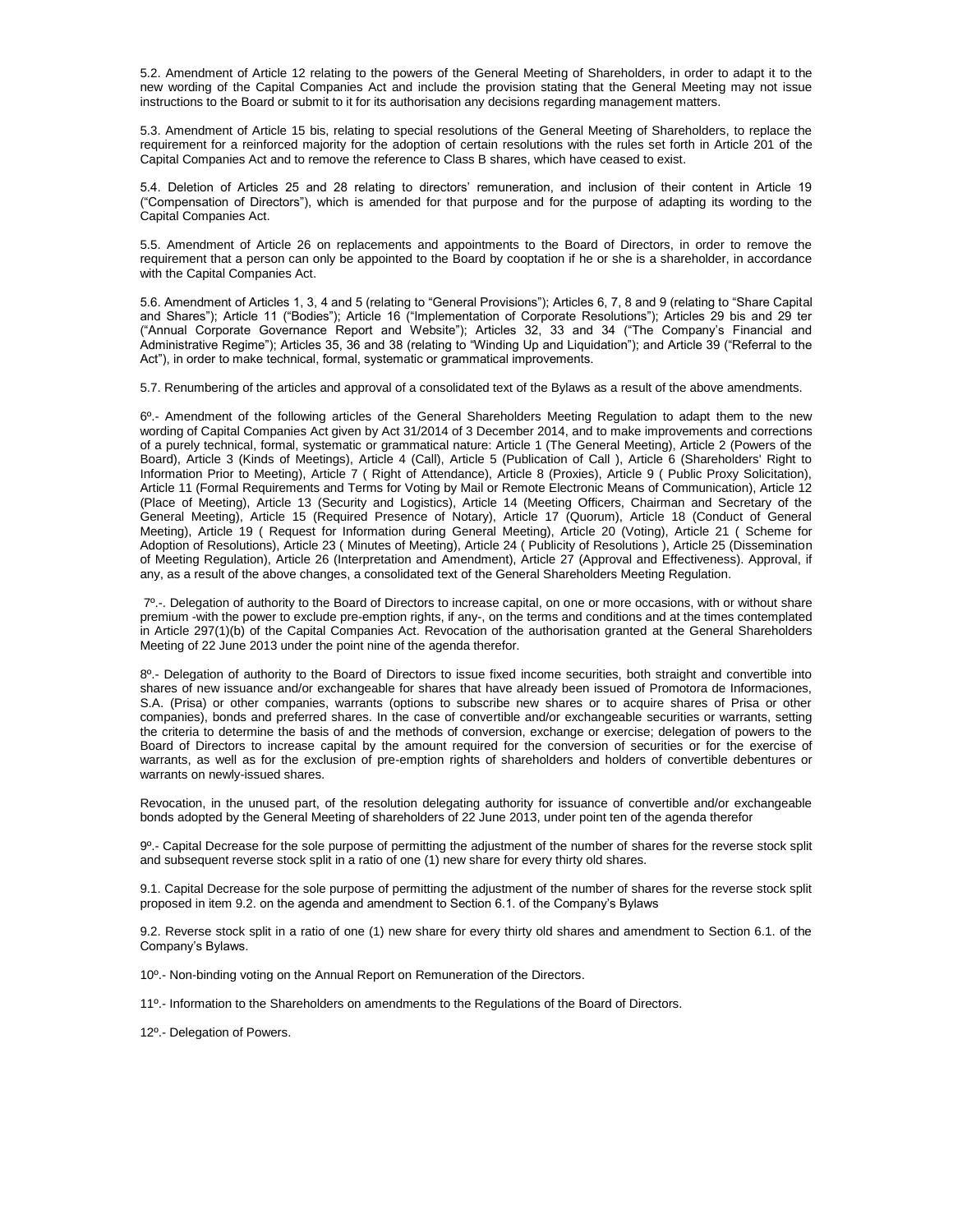5.2. Amendment of Article 12 relating to the powers of the General Meeting of Shareholders, in order to adapt it to the new wording of the Capital Companies Act and include the provision stating that the General Meeting may not issue instructions to the Board or submit to it for its authorisation any decisions regarding management matters.

5.3. Amendment of Article 15 bis, relating to special resolutions of the General Meeting of Shareholders, to replace the requirement for a reinforced majority for the adoption of certain resolutions with the rules set forth in Article 201 of the Capital Companies Act and to remove the reference to Class B shares, which have ceased to exist.

5.4. Deletion of Articles 25 and 28 relating to directors' remuneration, and inclusion of their content in Article 19 ("Compensation of Directors"), which is amended for that purpose and for the purpose of adapting its wording to the Capital Companies Act.

5.5. Amendment of Article 26 on replacements and appointments to the Board of Directors, in order to remove the requirement that a person can only be appointed to the Board by cooptation if he or she is a shareholder, in accordance with the Capital Companies Act.

5.6. Amendment of Articles 1, 3, 4 and 5 (relating to "General Provisions"); Articles 6, 7, 8 and 9 (relating to "Share Capital and Shares"); Article 11 ("Bodies"); Article 16 ("Implementation of Corporate Resolutions"); Articles 29 bis and 29 ter ("Annual Corporate Governance Report and Website"); Articles 32, 33 and 34 ("The Company's Financial and Administrative Regime"); Articles 35, 36 and 38 (relating to "Winding Up and Liquidation"); and Article 39 ("Referral to the Act"), in order to make technical, formal, systematic or grammatical improvements.

5.7. Renumbering of the articles and approval of a consolidated text of the Bylaws as a result of the above amendments.

6º.- Amendment of the following articles of the General Shareholders Meeting Regulation to adapt them to the new wording of Capital Companies Act given by Act 31/2014 of 3 December 2014, and to make improvements and corrections of a purely technical, formal, systematic or grammatical nature: Article 1 (The General Meeting), Article 2 (Powers of the Board), Article 3 (Kinds of Meetings), Article 4 (Call), Article 5 (Publication of Call ), Article 6 (Shareholders' Right to Information Prior to Meeting), Article 7 ( Right of Attendance), Article 8 (Proxies), Article 9 ( Public Proxy Solicitation), Article 11 (Formal Requirements and Terms for Voting by Mail or Remote Electronic Means of Communication), Article 12 (Place of Meeting), Article 13 (Security and Logistics), Article 14 (Meeting Officers, Chairman and Secretary of the General Meeting), Article 15 (Required Presence of Notary), Article 17 (Quorum), Article 18 (Conduct of General Meeting), Article 19 ( Request for Information during General Meeting), Article 20 (Voting), Article 21 ( Scheme for Adoption of Resolutions), Article 23 ( Minutes of Meeting), Article 24 ( Publicity of Resolutions ), Article 25 (Dissemination of Meeting Regulation), Article 26 (Interpretation and Amendment), Article 27 (Approval and Effectiveness). Approval, if any, as a result of the above changes, a consolidated text of the General Shareholders Meeting Regulation.

7º.-. Delegation of authority to the Board of Directors to increase capital, on one or more occasions, with or without share premium -with the power to exclude pre-emption rights, if any-, on the terms and conditions and at the times contemplated in Article 297(1)(b) of the Capital Companies Act. Revocation of the authorisation granted at the General Shareholders Meeting of 22 June 2013 under the point nine of the agenda therefor.

8º.- Delegation of authority to the Board of Directors to issue fixed income securities, both straight and convertible into shares of new issuance and/or exchangeable for shares that have already been issued of Promotora de Informaciones, S.A. (Prisa) or other companies, warrants (options to subscribe new shares or to acquire shares of Prisa or other companies), bonds and preferred shares. In the case of convertible and/or exchangeable securities or warrants, setting the criteria to determine the basis of and the methods of conversion, exchange or exercise; delegation of powers to the Board of Directors to increase capital by the amount required for the conversion of securities or for the exercise of warrants, as well as for the exclusion of pre-emption rights of shareholders and holders of convertible debentures or warrants on newly-issued shares.

Revocation, in the unused part, of the resolution delegating authority for issuance of convertible and/or exchangeable bonds adopted by the General Meeting of shareholders of 22 June 2013, under point ten of the agenda therefor

9º.- Capital Decrease for the sole purpose of permitting the adjustment of the number of shares for the reverse stock split and subsequent reverse stock split in a ratio of one (1) new share for every thirty old shares.

9.1. Capital Decrease for the sole purpose of permitting the adjustment of the number of shares for the reverse stock split proposed in item 9.2. on the agenda and amendment to Section 6.1. of the Company's Bylaws

9.2. Reverse stock split in a ratio of one (1) new share for every thirty old shares and amendment to Section 6.1. of the Company's Bylaws.

10º.- Non-binding voting on the Annual Report on Remuneration of the Directors.

11º.- Information to the Shareholders on amendments to the Regulations of the Board of Directors.

12º.- Delegation of Powers.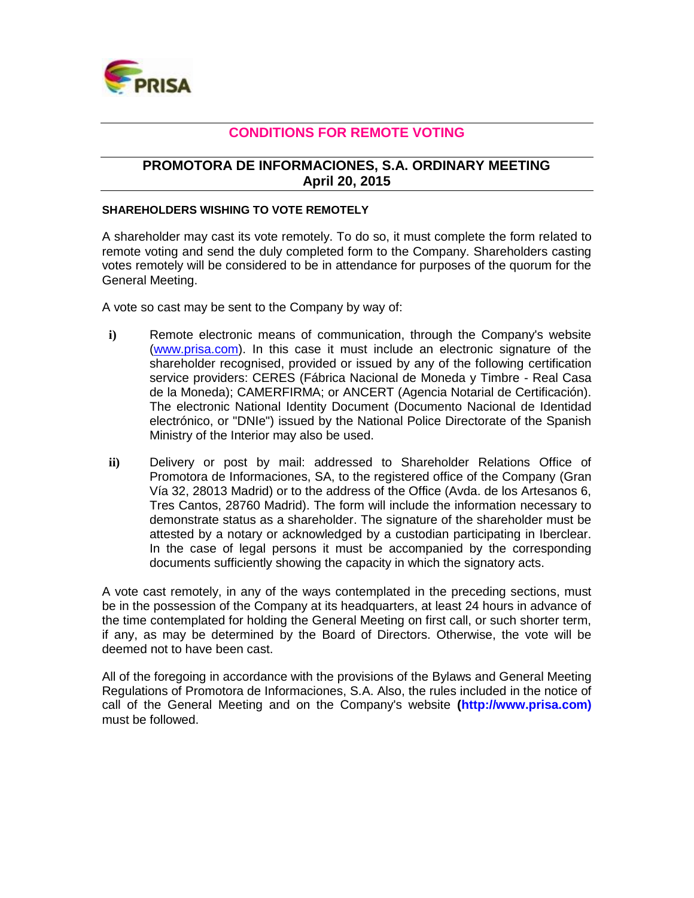# CONDITIONS FOR REMOTE VOTING

## PROMOTORA DE INFORMACIONES, S.A. ORDINARY MEETING
## April 20, 2015

**SHAREHOLDERS WISHING TO VOTE REMOTELY**

A shareholder may cast its vote remotely. To do so, it must complete the form related to remote voting and send the duly completed form to the Company. Shareholders casting votes remotely will be considered to be in attendance for purposes of the quorum for the General Meeting.

A vote so cast may be sent to the Company by way of:

**i)** Remote electronic means of communication, through the Company's website (www.prisa.com). In this case it must include an electronic signature of the shareholder recognised, provided or issued by any of the following certification service providers: CERES (Fábrica Nacional de Moneda y Timbre - Real Casa de la Moneda); CAMERFIRMA; or ANCERT (Agencia Notarial de Certificación). The electronic National Identity Document (Documento Nacional de Identidad electrónico, or "DNIe") issued by the National Police Directorate of the Spanish Ministry of the Interior may also be used.

**ii)** Delivery or post by mail: addressed to Shareholder Relations Office of Promotora de Informaciones, SA, to the registered office of the Company (Gran Vía 32, 28013 Madrid) or to the address of the Office (Avda. de los Artesanos 6, Tres Cantos, 28760 Madrid). The form will include the information necessary to demonstrate status as a shareholder. The signature of the shareholder must be attested by a notary or acknowledged by a custodian participating in Iberclear. In the case of legal persons it must be accompanied by the corresponding documents sufficiently showing the capacity in which the signatory acts.

A vote cast remotely, in any of the ways contemplated in the preceding sections, must be in the possession of the Company at its headquarters, at least 24 hours in advance of the time contemplated for holding the General Meeting on first call, or such shorter term, if any, as may be determined by the Board of Directors. Otherwise, the vote will be deemed not to have been cast.

All of the foregoing in accordance with the provisions of the Bylaws and General Meeting Regulations of Promotora de Informaciones, S.A. Also, the rules included in the notice of call of the General Meeting and on the Company's website **(http://www.prisa.com)** must be followed.